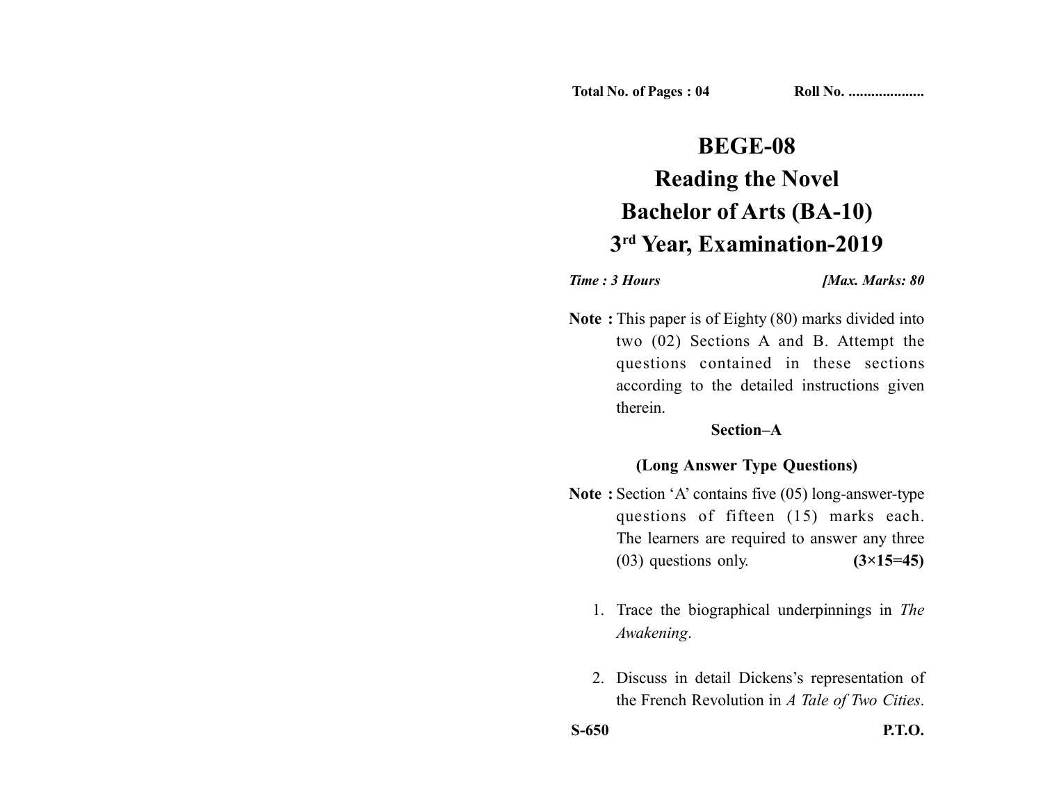Total No. of Pages : 04 Roll No. ...................

# BEGE-08
# Reading the Novel
# Bachelor of Arts (BA-10)
# 3rd Year, Examination-2019

*Time : 3 Hours* *[Max. Marks: 80*

**Note :** This paper is of Eighty (80) marks divided into two (02) Sections A and B. Attempt the questions contained in these sections according to the detailed instructions given therein.

## Section–A

### (Long Answer Type Questions)

**Note :** Section 'A' contains five (05) long-answer-type questions of fifteen (15) marks each. The learners are required to answer any three (03) questions only. **(3×15=45)**

1. Trace the biographical underpinnings in *The Awakening*.

2. Discuss in detail Dickens's representation of the French Revolution in *A Tale of Two Cities*.

S-650 P.T.O.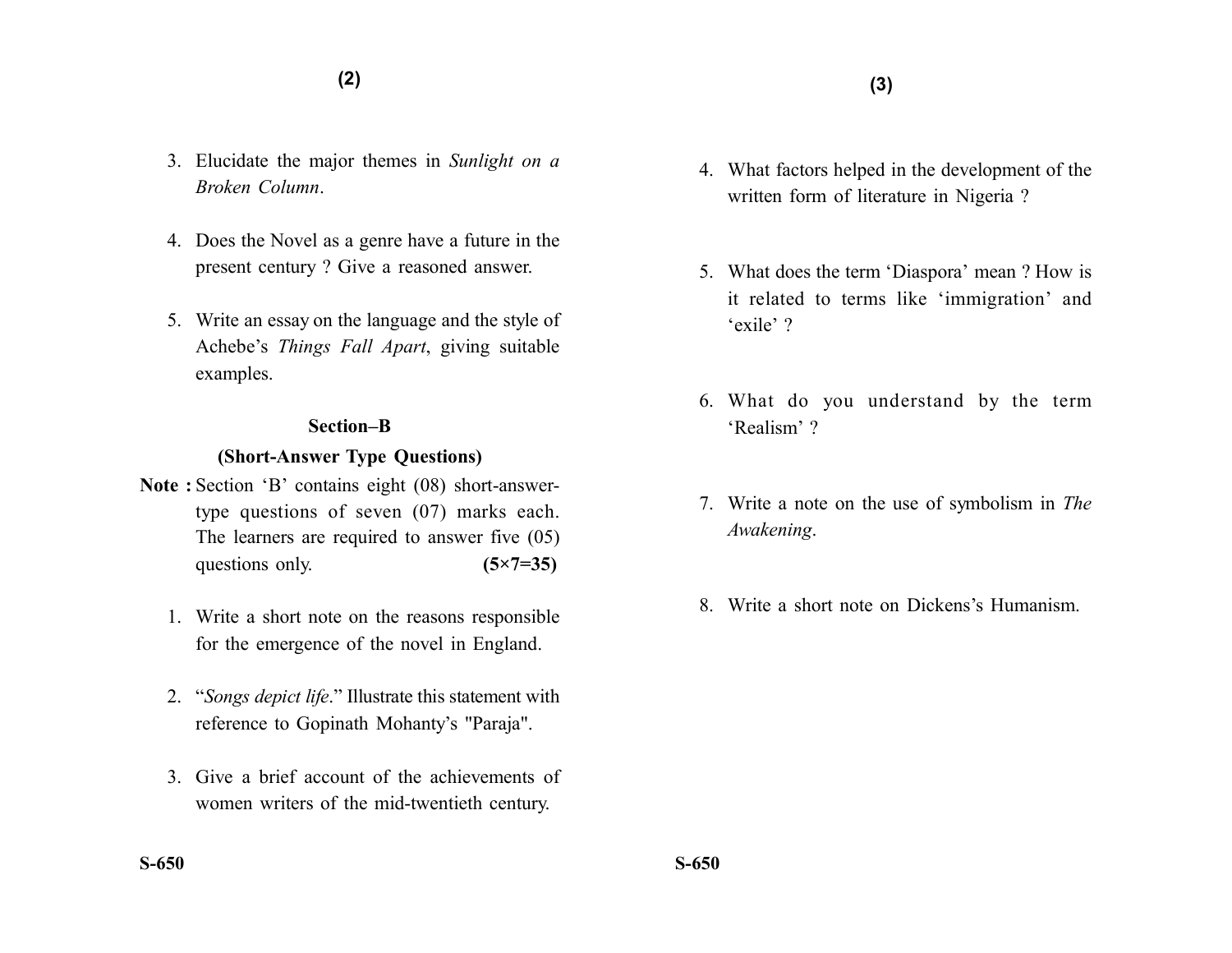3. Elucidate the major themes in *Sunlight on a Broken Column*.

4. Does the Novel as a genre have a future in the present century ? Give a reasoned answer.

5. Write an essay on the language and the style of Achebe's *Things Fall Apart*, giving suitable examples.

## Section–B

### (Short-Answer Type Questions)

**Note :** Section 'B' contains eight (08) short-answer-type questions of seven (07) marks each. The learners are required to answer five (05) questions only. **(5×7=35)**

1. Write a short note on the reasons responsible for the emergence of the novel in England.

2. "*Songs depict life*." Illustrate this statement with reference to Gopinath Mohanty's "Paraja".

3. Give a brief account of the achievements of women writers of the mid-twentieth century.

4. What factors helped in the development of the written form of literature in Nigeria ?

5. What does the term 'Diaspora' mean ? How is it related to terms like 'immigration' and 'exile' ?

6. What do you understand by the term 'Realism' ?

7. Write a note on the use of symbolism in *The Awakening*.

8. Write a short note on Dickens's Humanism.